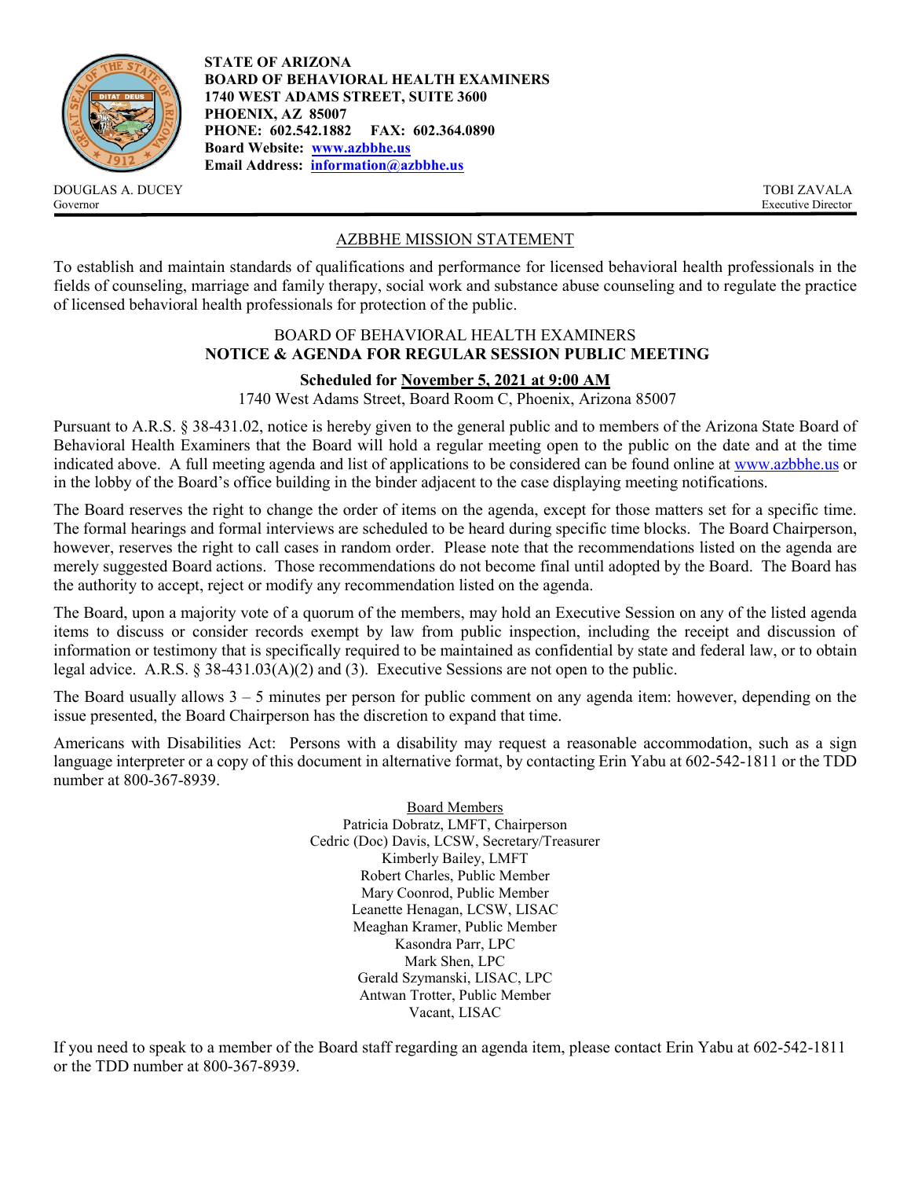**STATE OF ARIZONA**
**BOARD OF BEHAVIORAL HEALTH EXAMINERS**
**1740 WEST ADAMS STREET, SUITE 3600**
**PHOENIX, AZ 85007**
**PHONE: 602.542.1882 FAX: 602.364.0890**
**Board Website: [www.azbbhe.us](http://www.azbbhe.us)**
**Email Address: [information@azbbhe.us](mailto:information@azbbhe.us)**

DOUGLAS A. DUCEY
Governor

TOBI ZAVALA
Executive Director

## AZBBHE MISSION STATEMENT

To establish and maintain standards of qualifications and performance for licensed behavioral health professionals in the fields of counseling, marriage and family therapy, social work and substance abuse counseling and to regulate the practice of licensed behavioral health professionals for protection of the public.

## BOARD OF BEHAVIORAL HEALTH EXAMINERS
## NOTICE & AGENDA FOR REGULAR SESSION PUBLIC MEETING

**Scheduled for November 5, 2021 at 9:00 AM**

1740 West Adams Street, Board Room C, Phoenix, Arizona 85007

Pursuant to A.R.S. § 38-431.02, notice is hereby given to the general public and to members of the Arizona State Board of Behavioral Health Examiners that the Board will hold a regular meeting open to the public on the date and at the time indicated above. A full meeting agenda and list of applications to be considered can be found online at [www.azbbhe.us](http://www.azbbhe.us) or in the lobby of the Board's office building in the binder adjacent to the case displaying meeting notifications.

The Board reserves the right to change the order of items on the agenda, except for those matters set for a specific time. The formal hearings and formal interviews are scheduled to be heard during specific time blocks. The Board Chairperson, however, reserves the right to call cases in random order. Please note that the recommendations listed on the agenda are merely suggested Board actions. Those recommendations do not become final until adopted by the Board. The Board has the authority to accept, reject or modify any recommendation listed on the agenda.

The Board, upon a majority vote of a quorum of the members, may hold an Executive Session on any of the listed agenda items to discuss or consider records exempt by law from public inspection, including the receipt and discussion of information or testimony that is specifically required to be maintained as confidential by state and federal law, or to obtain legal advice. A.R.S. § 38-431.03(A)(2) and (3). Executive Sessions are not open to the public.

The Board usually allows 3 – 5 minutes per person for public comment on any agenda item: however, depending on the issue presented, the Board Chairperson has the discretion to expand that time.

Americans with Disabilities Act: Persons with a disability may request a reasonable accommodation, such as a sign language interpreter or a copy of this document in alternative format, by contacting Erin Yabu at 602-542-1811 or the TDD number at 800-367-8939.

Board Members

Patricia Dobratz, LMFT, Chairperson
Cedric (Doc) Davis, LCSW, Secretary/Treasurer
Kimberly Bailey, LMFT
Robert Charles, Public Member
Mary Coonrod, Public Member
Leanette Henagan, LCSW, LISAC
Meaghan Kramer, Public Member
Kasondra Parr, LPC
Mark Shen, LPC
Gerald Szymanski, LISAC, LPC
Antwan Trotter, Public Member
Vacant, LISAC

If you need to speak to a member of the Board staff regarding an agenda item, please contact Erin Yabu at 602-542-1811 or the TDD number at 800-367-8939.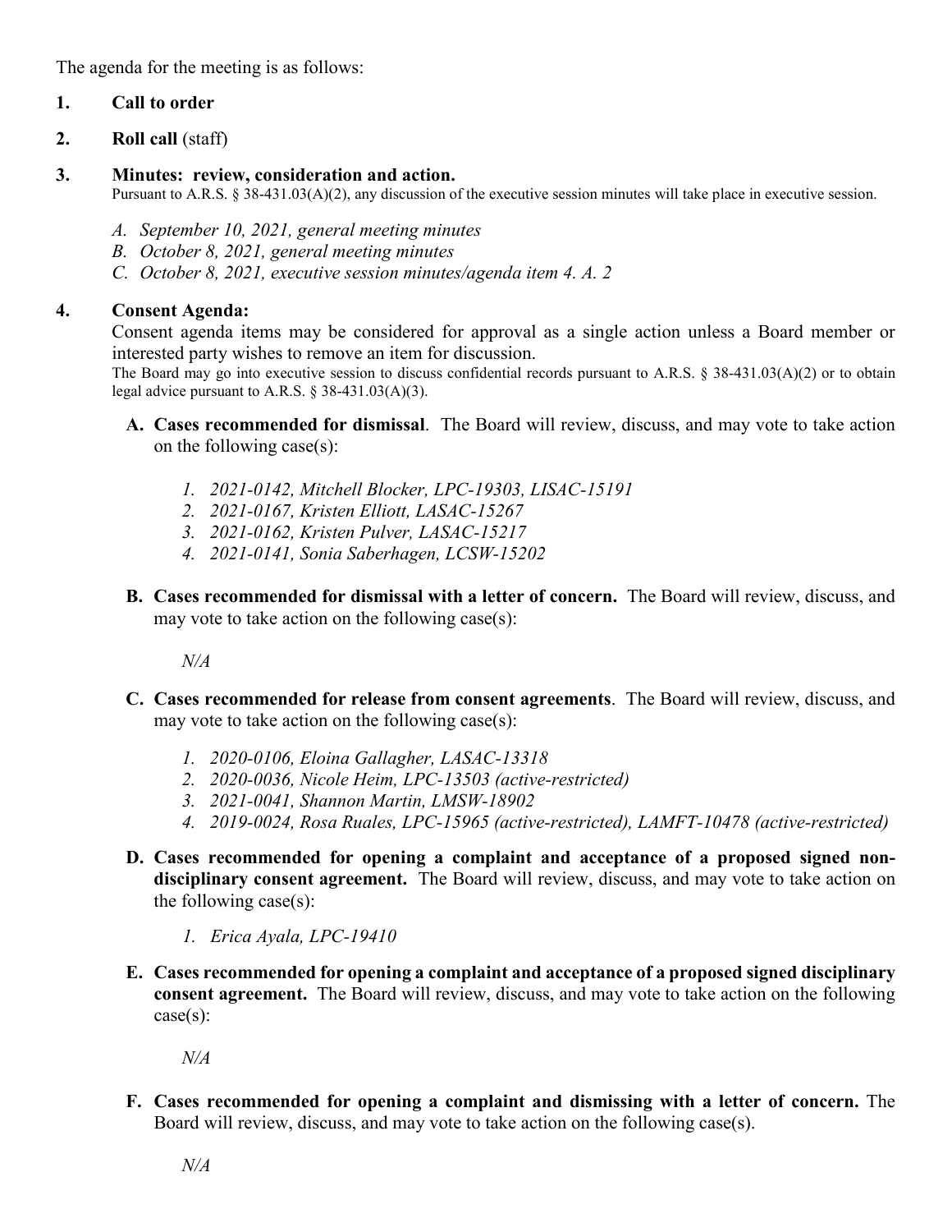The agenda for the meeting is as follows:

1. **Call to order**

2. **Roll call** (staff)

3. **Minutes: review, consideration and action.**
   Pursuant to A.R.S. § 38-431.03(A)(2), any discussion of the executive session minutes will take place in executive session.

   *A. September 10, 2021, general meeting minutes*
   *B. October 8, 2021, general meeting minutes*
   *C. October 8, 2021, executive session minutes/agenda item 4. A. 2*

4. **Consent Agenda:**
   Consent agenda items may be considered for approval as a single action unless a Board member or interested party wishes to remove an item for discussion.
   The Board may go into executive session to discuss confidential records pursuant to A.R.S. § 38-431.03(A)(2) or to obtain legal advice pursuant to A.R.S. § 38-431.03(A)(3).

   **A. Cases recommended for dismissal**. The Board will review, discuss, and may vote to take action on the following case(s):

      *1. 2021-0142, Mitchell Blocker, LPC-19303, LISAC-15191*
      *2. 2021-0167, Kristen Elliott, LASAC-15267*
      *3. 2021-0162, Kristen Pulver, LASAC-15217*
      *4. 2021-0141, Sonia Saberhagen, LCSW-15202*

   **B. Cases recommended for dismissal with a letter of concern.** The Board will review, discuss, and may vote to take action on the following case(s):

      *N/A*

   **C. Cases recommended for release from consent agreements**. The Board will review, discuss, and may vote to take action on the following case(s):

      *1. 2020-0106, Eloina Gallagher, LASAC-13318*
      *2. 2020-0036, Nicole Heim, LPC-13503 (active-restricted)*
      *3. 2021-0041, Shannon Martin, LMSW-18902*
      *4. 2019-0024, Rosa Ruales, LPC-15965 (active-restricted), LAMFT-10478 (active-restricted)*

   **D. Cases recommended for opening a complaint and acceptance of a proposed signed non-disciplinary consent agreement.** The Board will review, discuss, and may vote to take action on the following case(s):

      *1. Erica Ayala, LPC-19410*

   **E. Cases recommended for opening a complaint and acceptance of a proposed signed disciplinary consent agreement.** The Board will review, discuss, and may vote to take action on the following case(s):

      *N/A*

   **F. Cases recommended for opening a complaint and dismissing with a letter of concern.** The Board will review, discuss, and may vote to take action on the following case(s).

      *N/A*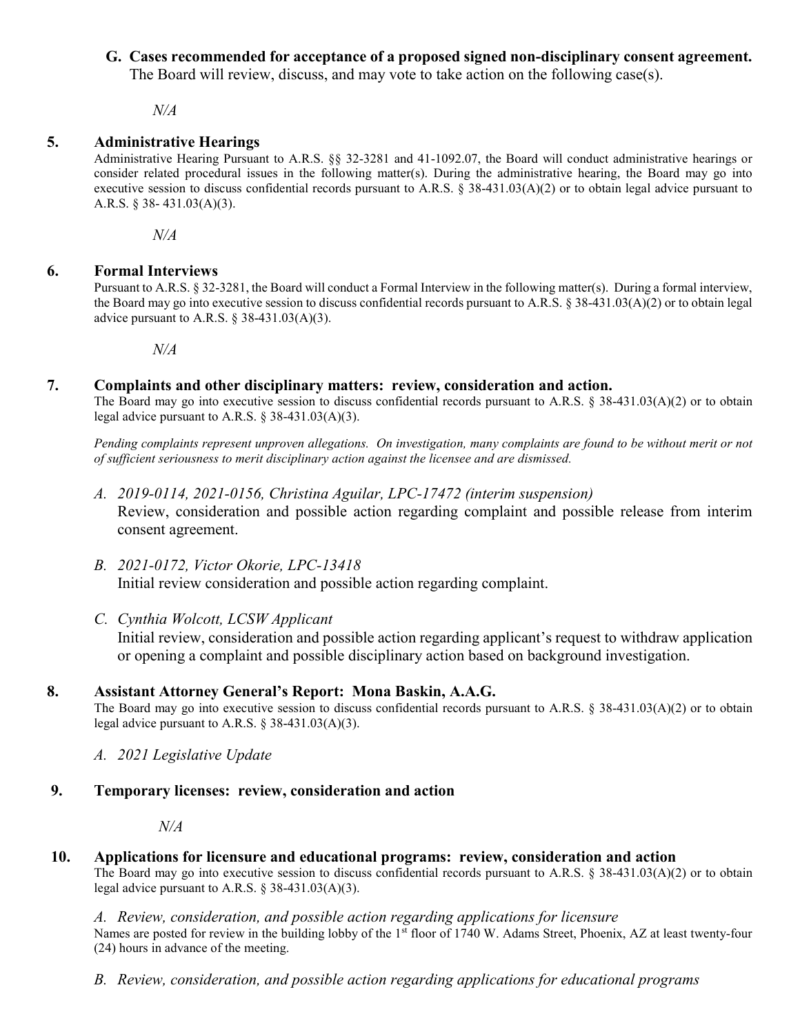**G. Cases recommended for acceptance of a proposed signed non-disciplinary consent agreement.**
The Board will review, discuss, and may vote to take action on the following case(s).

*N/A*

## 5. Administrative Hearings

Administrative Hearing Pursuant to A.R.S. §§ 32-3281 and 41-1092.07, the Board will conduct administrative hearings or consider related procedural issues in the following matter(s). During the administrative hearing, the Board may go into executive session to discuss confidential records pursuant to A.R.S. § 38-431.03(A)(2) or to obtain legal advice pursuant to A.R.S. § 38- 431.03(A)(3).

*N/A*

## 6. Formal Interviews

Pursuant to A.R.S. § 32-3281, the Board will conduct a Formal Interview in the following matter(s). During a formal interview, the Board may go into executive session to discuss confidential records pursuant to A.R.S. § 38-431.03(A)(2) or to obtain legal advice pursuant to A.R.S. § 38-431.03(A)(3).

*N/A*

## 7. Complaints and other disciplinary matters: review, consideration and action.

The Board may go into executive session to discuss confidential records pursuant to A.R.S. § 38-431.03(A)(2) or to obtain legal advice pursuant to A.R.S. § 38-431.03(A)(3).

*Pending complaints represent unproven allegations. On investigation, many complaints are found to be without merit or not of sufficient seriousness to merit disciplinary action against the licensee and are dismissed.*

*A. 2019-0114, 2021-0156, Christina Aguilar, LPC-17472 (interim suspension)*
Review, consideration and possible action regarding complaint and possible release from interim consent agreement.

*B. 2021-0172, Victor Okorie, LPC-13418*
Initial review consideration and possible action regarding complaint.

*C. Cynthia Wolcott, LCSW Applicant*
Initial review, consideration and possible action regarding applicant's request to withdraw application or opening a complaint and possible disciplinary action based on background investigation.

## 8. Assistant Attorney General's Report: Mona Baskin, A.A.G.

The Board may go into executive session to discuss confidential records pursuant to A.R.S. § 38-431.03(A)(2) or to obtain legal advice pursuant to A.R.S. § 38-431.03(A)(3).

*A. 2021 Legislative Update*

## 9. Temporary licenses: review, consideration and action

*N/A*

## 10. Applications for licensure and educational programs: review, consideration and action

The Board may go into executive session to discuss confidential records pursuant to A.R.S. § 38-431.03(A)(2) or to obtain legal advice pursuant to A.R.S. § 38-431.03(A)(3).

*A. Review, consideration, and possible action regarding applications for licensure*
Names are posted for review in the building lobby of the 1st floor of 1740 W. Adams Street, Phoenix, AZ at least twenty-four (24) hours in advance of the meeting.

*B. Review, consideration, and possible action regarding applications for educational programs*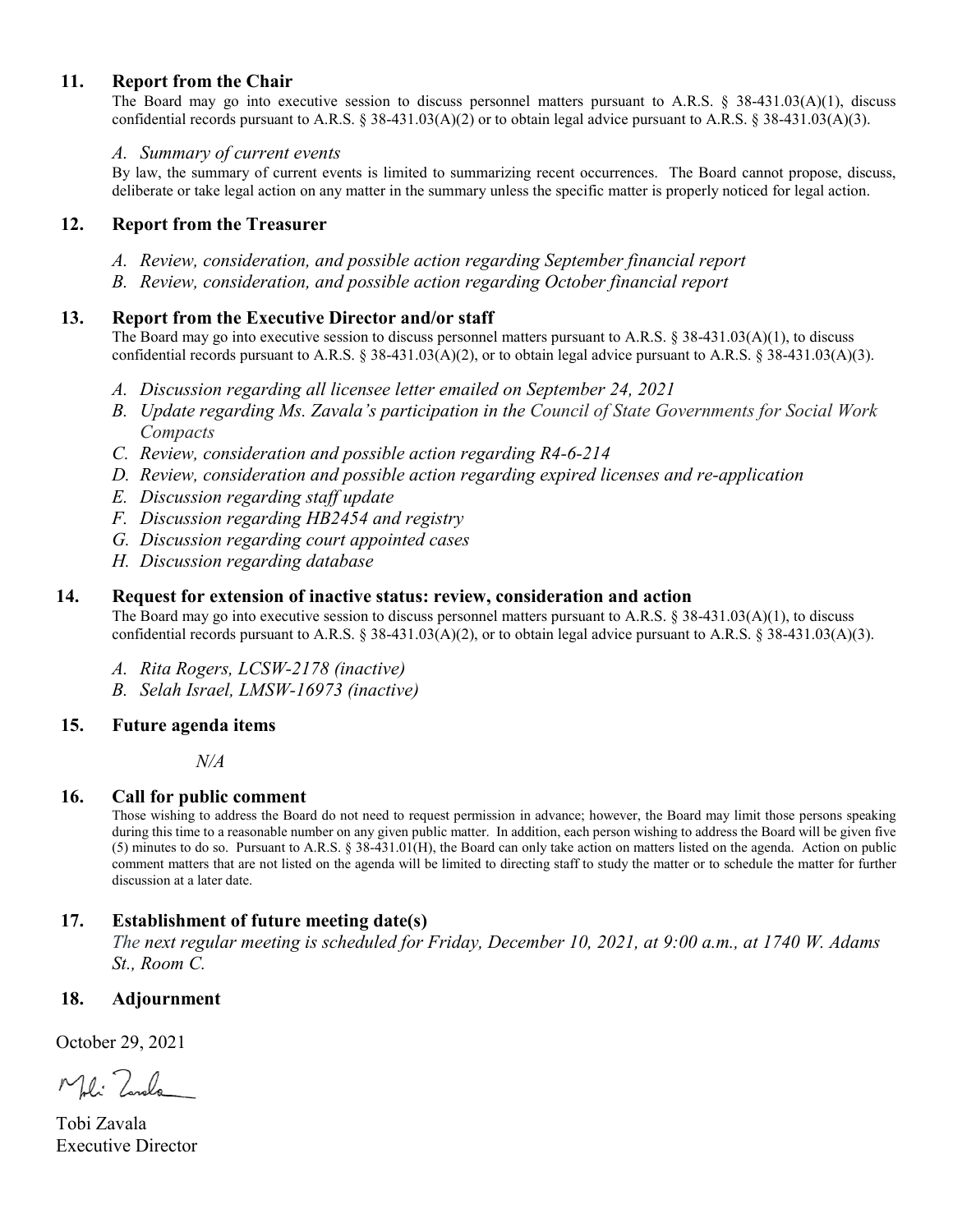## 11. Report from the Chair

The Board may go into executive session to discuss personnel matters pursuant to A.R.S. § 38-431.03(A)(1), discuss confidential records pursuant to A.R.S. § 38-431.03(A)(2) or to obtain legal advice pursuant to A.R.S. § 38-431.03(A)(3).

*A. Summary of current events*

By law, the summary of current events is limited to summarizing recent occurrences. The Board cannot propose, discuss, deliberate or take legal action on any matter in the summary unless the specific matter is properly noticed for legal action.

## 12. Report from the Treasurer

*A. Review, consideration, and possible action regarding September financial report*
*B. Review, consideration, and possible action regarding October financial report*

## 13. Report from the Executive Director and/or staff

The Board may go into executive session to discuss personnel matters pursuant to A.R.S. § 38-431.03(A)(1), to discuss confidential records pursuant to A.R.S. § 38-431.03(A)(2), or to obtain legal advice pursuant to A.R.S. § 38-431.03(A)(3).

*A. Discussion regarding all licensee letter emailed on September 24, 2021*
*B. Update regarding Ms. Zavala's participation in the Council of State Governments for Social Work Compacts*
*C. Review, consideration and possible action regarding R4-6-214*
*D. Review, consideration and possible action regarding expired licenses and re-application*
*E. Discussion regarding staff update*
*F. Discussion regarding HB2454 and registry*
*G. Discussion regarding court appointed cases*
*H. Discussion regarding database*

## 14. Request for extension of inactive status: review, consideration and action

The Board may go into executive session to discuss personnel matters pursuant to A.R.S. § 38-431.03(A)(1), to discuss confidential records pursuant to A.R.S. § 38-431.03(A)(2), or to obtain legal advice pursuant to A.R.S. § 38-431.03(A)(3).

*A. Rita Rogers, LCSW-2178 (inactive)*
*B. Selah Israel, LMSW-16973 (inactive)*

## 15. Future agenda items

*N/A*

## 16. Call for public comment

Those wishing to address the Board do not need to request permission in advance; however, the Board may limit those persons speaking during this time to a reasonable number on any given public matter. In addition, each person wishing to address the Board will be given five (5) minutes to do so. Pursuant to A.R.S. § 38-431.01(H), the Board can only take action on matters listed on the agenda. Action on public comment matters that are not listed on the agenda will be limited to directing staff to study the matter or to schedule the matter for further discussion at a later date.

## 17. Establishment of future meeting date(s)

*The next regular meeting is scheduled for Friday, December 10, 2021, at 9:00 a.m., at 1740 W. Adams St., Room C.*

## 18. Adjournment

October 29, 2021

Tobi Zavala
Executive Director